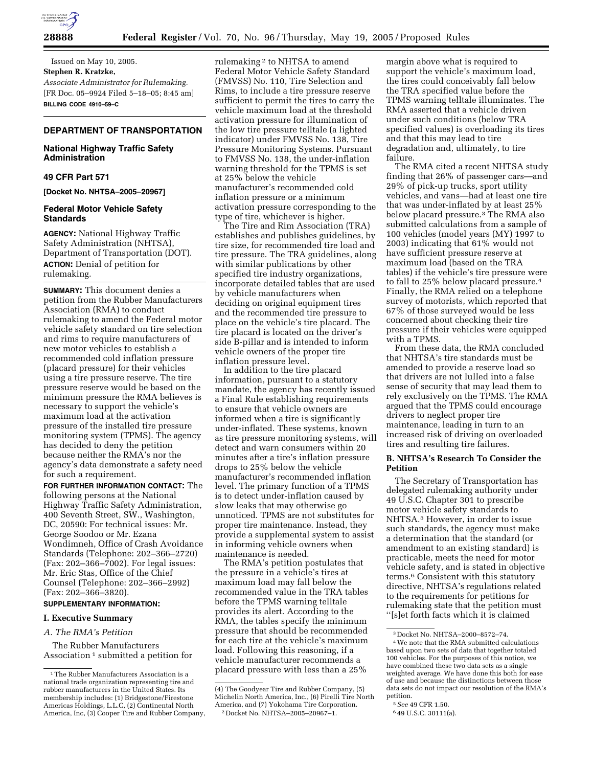Issued on May 10, 2005.

**Stephen R. Kratzke,**

*Associate Administrator for Rulemaking.*

[FR Doc. 05–9924 Filed 5–18–05; 8:45 am]

**BILLING CODE 4910–59–C**

## DEPARTMENT OF TRANSPORTATION

### National Highway Traffic Safety Administration

### 49 CFR Part 571

**[Docket No. NHTSA–2005–20967]**

### Federal Motor Vehicle Safety Standards

**AGENCY:** National Highway Traffic Safety Administration (NHTSA), Department of Transportation (DOT).

**ACTION:** Denial of petition for rulemaking.

**SUMMARY:** This document denies a petition from the Rubber Manufacturers Association (RMA) to conduct rulemaking to amend the Federal motor vehicle safety standard on tire selection and rims to require manufacturers of new motor vehicles to establish a recommended cold inflation pressure (placard pressure) for their vehicles using a tire pressure reserve. The tire pressure reserve would be based on the minimum pressure the RMA believes is necessary to support the vehicle's maximum load at the activation pressure of the installed tire pressure monitoring system (TPMS). The agency has decided to deny the petition because neither the RMA's nor the agency's data demonstrate a safety need for such a requirement.

**FOR FURTHER INFORMATION CONTACT:** The following persons at the National Highway Traffic Safety Administration, 400 Seventh Street, SW., Washington, DC, 20590: For technical issues: Mr. George Soodoo or Mr. Ezana Wondimneh, Office of Crash Avoidance Standards (Telephone: 202–366–2720) (Fax: 202–366–7002). For legal issues: Mr. Eric Stas, Office of the Chief Counsel (Telephone: 202–366–2992) (Fax: 202–366–3820).

**SUPPLEMENTARY INFORMATION:**

### I. Executive Summary

*A. The RMA's Petition*

The Rubber Manufacturers Association[1] submitted a petition for rulemaking[2] to NHTSA to amend Federal Motor Vehicle Safety Standard (FMVSS) No. 110, Tire Selection and Rims, to include a tire pressure reserve sufficient to permit the tires to carry the vehicle maximum load at the threshold activation pressure for illumination of the low tire pressure telltale (a lighted indicator) under FMVSS No. 138, Tire Pressure Monitoring Systems. Pursuant to FMVSS No. 138, the under-inflation warning threshold for the TPMS is set at 25% below the vehicle manufacturer's recommended cold inflation pressure or a minimum activation pressure corresponding to the type of tire, whichever is higher.

The Tire and Rim Association (TRA) establishes and publishes guidelines, by tire size, for recommended tire load and tire pressure. The TRA guidelines, along with similar publications by other specified tire industry organizations, incorporate detailed tables that are used by vehicle manufacturers when deciding on original equipment tires and the recommended tire pressure to place on the vehicle's tire placard. The tire placard is located on the driver's side B-pillar and is intended to inform vehicle owners of the proper tire inflation pressure level.

In addition to the tire placard information, pursuant to a statutory mandate, the agency has recently issued a Final Rule establishing requirements to ensure that vehicle owners are informed when a tire is significantly under-inflated. These systems, known as tire pressure monitoring systems, will detect and warn consumers within 20 minutes after a tire's inflation pressure drops to 25% below the vehicle manufacturer's recommended inflation level. The primary function of a TPMS is to detect under-inflation caused by slow leaks that may otherwise go unnoticed. TPMS are not substitutes for proper tire maintenance. Instead, they provide a supplemental system to assist in informing vehicle owners when maintenance is needed.

The RMA's petition postulates that the pressure in a vehicle's tires at maximum load may fall below the recommended value in the TRA tables before the TPMS warning telltale provides its alert. According to the RMA, the tables specify the minimum pressure that should be recommended for each tire at the vehicle's maximum load. Following this reasoning, if a vehicle manufacturer recommends a placard pressure with less than a 25% margin above what is required to support the vehicle's maximum load, the tires could conceivably fall below the TRA specified value before the TPMS warning telltale illuminates. The RMA asserted that a vehicle driven under such conditions (below TRA specified values) is overloading its tires and that this may lead to tire degradation and, ultimately, to tire failure.

The RMA cited a recent NHTSA study finding that 26% of passenger cars—and 29% of pick-up trucks, sport utility vehicles, and vans—had at least one tire that was under-inflated by at least 25% below placard pressure.[3] The RMA also submitted calculations from a sample of 100 vehicles (model years (MY) 1997 to 2003) indicating that 61% would not have sufficient pressure reserve at maximum load (based on the TRA tables) if the vehicle's tire pressure were to fall to 25% below placard pressure.[4] Finally, the RMA relied on a telephone survey of motorists, which reported that 67% of those surveyed would be less concerned about checking their tire pressure if their vehicles were equipped with a TPMS.

From these data, the RMA concluded that NHTSA's tire standards must be amended to provide a reserve load so that drivers are not lulled into a false sense of security that may lead them to rely exclusively on the TPMS. The RMA argued that the TPMS could encourage drivers to neglect proper tire maintenance, leading in turn to an increased risk of driving on overloaded tires and resulting tire failures.

### B. NHTSA's Research To Consider the Petition

The Secretary of Transportation has delegated rulemaking authority under 49 U.S.C. Chapter 301 to prescribe motor vehicle safety standards to NHTSA.[5] However, in order to issue such standards, the agency must make a determination that the standard (or amendment to an existing standard) is practicable, meets the need for motor vehicle safety, and is stated in objective terms.[6] Consistent with this statutory directive, NHTSA's regulations related to the requirements for petitions for rulemaking state that the petition must "[s]et forth facts which it is claimed

---

[1] The Rubber Manufacturers Association is a national trade organization representing tire and rubber manufacturers in the United States. Its membership includes: (1) Bridgestone/Firestone Americas Holdings, L.L.C, (2) Continental North America, Inc, (3) Cooper Tire and Rubber Company, (4) The Goodyear Tire and Rubber Company, (5) Michelin North America, Inc., (6) Pirelli Tire North America, and (7) Yokohama Tire Corporation.

[2] Docket No. NHTSA–2005–20967–1.

[3] Docket No. NHTSA–2000–8572–74.

[4] We note that the RMA submitted calculations based upon two sets of data that together totaled 100 vehicles. For the purposes of this notice, we have combined these two data sets as a single weighted average. We have done this both for ease of use and because the distinctions between those data sets do not impact our resolution of the RMA's petition.

[5] *See* 49 CFR 1.50.

[6] 49 U.S.C. 30111(a).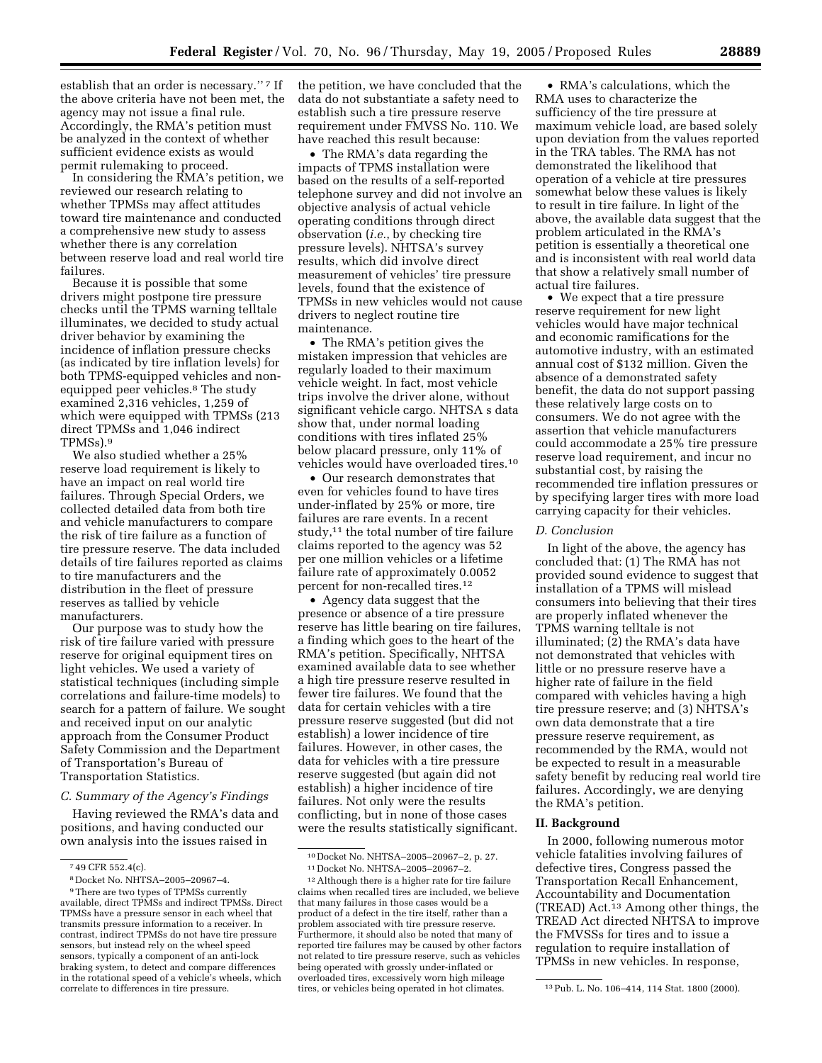establish that an order is necessary.''[7] If the above criteria have not been met, the agency may not issue a final rule. Accordingly, the RMA's petition must be analyzed in the context of whether sufficient evidence exists as would permit rulemaking to proceed.

In considering the RMA's petition, we reviewed our research relating to whether TPMSs may affect attitudes toward tire maintenance and conducted a comprehensive new study to assess whether there is any correlation between reserve load and real world tire failures.

Because it is possible that some drivers might postpone tire pressure checks until the TPMS warning telltale illuminates, we decided to study actual driver behavior by examining the incidence of inflation pressure checks (as indicated by tire inflation levels) for both TPMS-equipped vehicles and non-equipped peer vehicles.[8] The study examined 2,316 vehicles, 1,259 of which were equipped with TPMSs (213 direct TPMSs and 1,046 indirect TPMSs).[9]

We also studied whether a 25% reserve load requirement is likely to have an impact on real world tire failures. Through Special Orders, we collected detailed data from both tire and vehicle manufacturers to compare the risk of tire failure as a function of tire pressure reserve. The data included details of tire failures reported as claims to tire manufacturers and the distribution in the fleet of pressure reserves as tallied by vehicle manufacturers.

Our purpose was to study how the risk of tire failure varied with pressure reserve for original equipment tires on light vehicles. We used a variety of statistical techniques (including simple correlations and failure-time models) to search for a pattern of failure. We sought and received input on our analytic approach from the Consumer Product Safety Commission and the Department of Transportation's Bureau of Transportation Statistics.

### *C. Summary of the Agency's Findings*

Having reviewed the RMA's data and positions, and having conducted our own analysis into the issues raised in the petition, we have concluded that the data do not substantiate a safety need to establish such a tire pressure reserve requirement under FMVSS No. 110. We have reached this result because:

- The RMA's data regarding the impacts of TPMS installation were based on the results of a self-reported telephone survey and did not involve an objective analysis of actual vehicle operating conditions through direct observation (*i.e.*, by checking tire pressure levels). NHTSA's survey results, which did involve direct measurement of vehicles' tire pressure levels, found that the existence of TPMSs in new vehicles would not cause drivers to neglect routine tire maintenance.
- The RMA's petition gives the mistaken impression that vehicles are regularly loaded to their maximum vehicle weight. In fact, most vehicle trips involve the driver alone, without significant vehicle cargo. NHTSA s data show that, under normal loading conditions with tires inflated 25% below placard pressure, only 11% of vehicles would have overloaded tires.[10]
- Our research demonstrates that even for vehicles found to have tires under-inflated by 25% or more, tire failures are rare events. In a recent study,[11] the total number of tire failure claims reported to the agency was 52 per one million vehicles or a lifetime failure rate of approximately 0.0052 percent for non-recalled tires.[12]
- Agency data suggest that the presence or absence of a tire pressure reserve has little bearing on tire failures, a finding which goes to the heart of the RMA's petition. Specifically, NHTSA examined available data to see whether a high tire pressure reserve resulted in fewer tire failures. We found that the data for certain vehicles with a tire pressure reserve suggested (but did not establish) a lower incidence of tire failures. However, in other cases, the data for vehicles with a tire pressure reserve suggested (but again did not establish) a higher incidence of tire failures. Not only were the results conflicting, but in none of those cases were the results statistically significant.
- RMA's calculations, which the RMA uses to characterize the sufficiency of the tire pressure at maximum vehicle load, are based solely upon deviation from the values reported in the TRA tables. The RMA has not demonstrated the likelihood that operation of a vehicle at tire pressures somewhat below these values is likely to result in tire failure. In light of the above, the available data suggest that the problem articulated in the RMA's petition is essentially a theoretical one and is inconsistent with real world data that show a relatively small number of actual tire failures.
- We expect that a tire pressure reserve requirement for new light vehicles would have major technical and economic ramifications for the automotive industry, with an estimated annual cost of $132 million. Given the absence of a demonstrated safety benefit, the data do not support passing these relatively large costs on to consumers. We do not agree with the assertion that vehicle manufacturers could accommodate a 25% tire pressure reserve load requirement, and incur no substantial cost, by raising the recommended tire inflation pressures or by specifying larger tires with more load carrying capacity for their vehicles.

### *D. Conclusion*

In light of the above, the agency has concluded that: (1) The RMA has not provided sound evidence to suggest that installation of a TPMS will mislead consumers into believing that their tires are properly inflated whenever the TPMS warning telltale is not illuminated; (2) the RMA's data have not demonstrated that vehicles with little or no pressure reserve have a higher rate of failure in the field compared with vehicles having a high tire pressure reserve; and (3) NHTSA's own data demonstrate that a tire pressure reserve requirement, as recommended by the RMA, would not be expected to result in a measurable safety benefit by reducing real world tire failures. Accordingly, we are denying the RMA's petition.

## II. Background

In 2000, following numerous motor vehicle fatalities involving failures of defective tires, Congress passed the Transportation Recall Enhancement, Accountability and Documentation (TREAD) Act.[13] Among other things, the TREAD Act directed NHTSA to improve the FMVSSs for tires and to issue a regulation to require installation of TPMSs in new vehicles. In response,

---

[7] 49 CFR 552.4(c).

[8] Docket No. NHTSA–2005–20967–4.

[9] There are two types of TPMSs currently available, direct TPMSs and indirect TPMSs. Direct TPMSs have a pressure sensor in each wheel that transmits pressure information to a receiver. In contrast, indirect TPMSs do not have tire pressure sensors, but instead rely on the wheel speed sensors, typically a component of an anti-lock braking system, to detect and compare differences in the rotational speed of a vehicle's wheels, which correlate to differences in tire pressure.

[10] Docket No. NHTSA–2005–20967–2, p. 27.

[11] Docket No. NHTSA–2005–20967–2.

[12] Although there is a higher rate for tire failure claims when recalled tires are included, we believe that many failures in those cases would be a product of a defect in the tire itself, rather than a problem associated with tire pressure reserve. Furthermore, it should also be noted that many of reported tire failures may be caused by other factors not related to tire pressure reserve, such as vehicles being operated with grossly under-inflated or overloaded tires, excessively worn high mileage tires, or vehicles being operated in hot climates.

[13] Pub. L. No. 106–414, 114 Stat. 1800 (2000).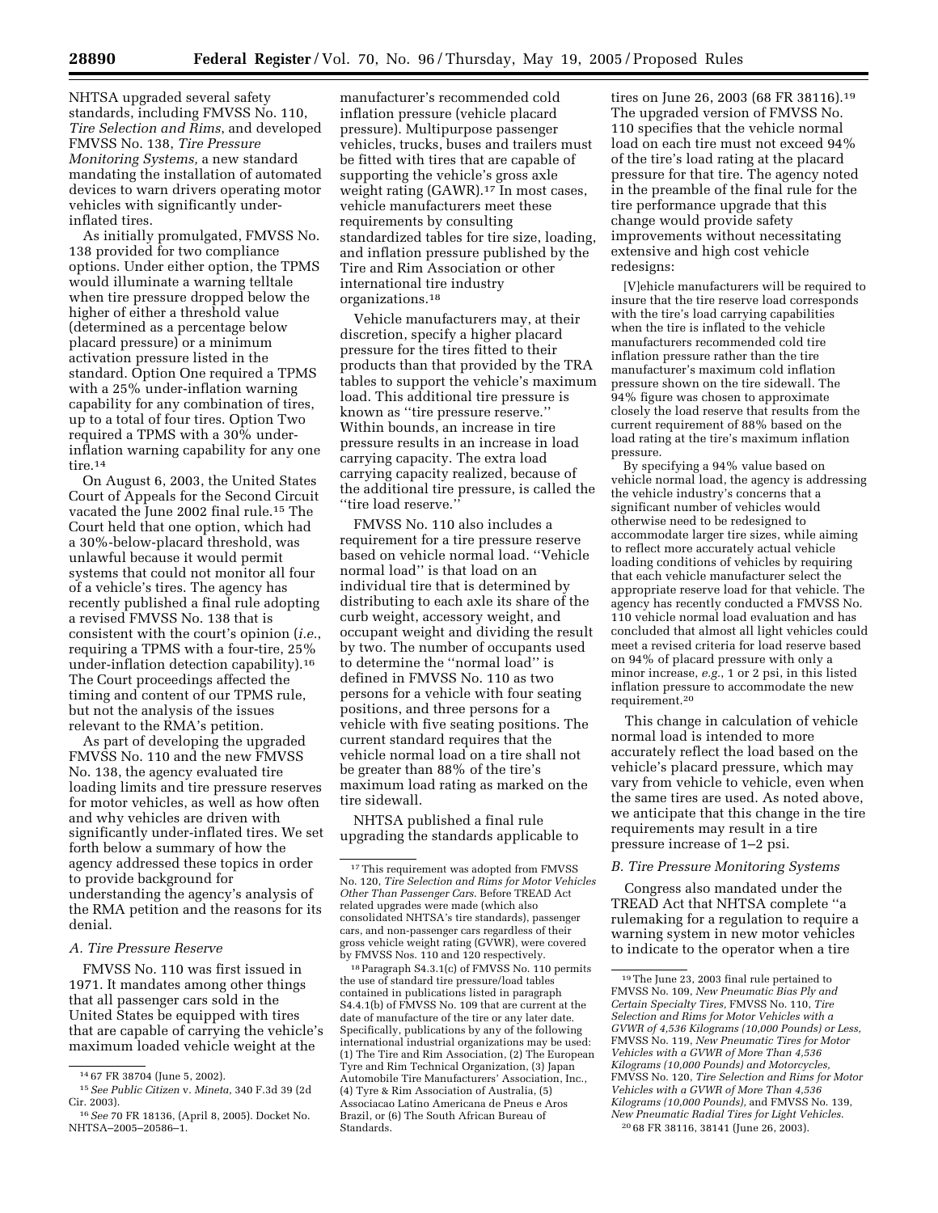NHTSA upgraded several safety standards, including FMVSS No. 110, *Tire Selection and Rims*, and developed FMVSS No. 138, *Tire Pressure Monitoring Systems,* a new standard mandating the installation of automated devices to warn drivers operating motor vehicles with significantly under-inflated tires.

As initially promulgated, FMVSS No. 138 provided for two compliance options. Under either option, the TPMS would illuminate a warning telltale when tire pressure dropped below the higher of either a threshold value (determined as a percentage below placard pressure) or a minimum activation pressure listed in the standard. Option One required a TPMS with a 25% under-inflation warning capability for any combination of tires, up to a total of four tires. Option Two required a TPMS with a 30% under-inflation warning capability for any one tire.[14]

On August 6, 2003, the United States Court of Appeals for the Second Circuit vacated the June 2002 final rule.[15] The Court held that one option, which had a 30%-below-placard threshold, was unlawful because it would permit systems that could not monitor all four of a vehicle's tires. The agency has recently published a final rule adopting a revised FMVSS No. 138 that is consistent with the court's opinion (*i.e.*, requiring a TPMS with a four-tire, 25% under-inflation detection capability).[16] The Court proceedings affected the timing and content of our TPMS rule, but not the analysis of the issues relevant to the RMA's petition.

As part of developing the upgraded FMVSS No. 110 and the new FMVSS No. 138, the agency evaluated tire loading limits and tire pressure reserves for motor vehicles, as well as how often and why vehicles are driven with significantly under-inflated tires. We set forth below a summary of how the agency addressed these topics in order to provide background for understanding the agency's analysis of the RMA petition and the reasons for its denial.

### *A. Tire Pressure Reserve*

FMVSS No. 110 was first issued in 1971. It mandates among other things that all passenger cars sold in the United States be equipped with tires that are capable of carrying the vehicle's maximum loaded vehicle weight at the manufacturer's recommended cold inflation pressure (vehicle placard pressure). Multipurpose passenger vehicles, trucks, buses and trailers must be fitted with tires that are capable of supporting the vehicle's gross axle weight rating (GAWR).[17] In most cases, vehicle manufacturers meet these requirements by consulting standardized tables for tire size, loading, and inflation pressure published by the Tire and Rim Association or other international tire industry organizations.[18]

Vehicle manufacturers may, at their discretion, specify a higher placard pressure for the tires fitted to their products than that provided by the TRA tables to support the vehicle's maximum load. This additional tire pressure is known as ''tire pressure reserve.'' Within bounds, an increase in tire pressure results in an increase in load carrying capacity. The extra load carrying capacity realized, because of the additional tire pressure, is called the ''tire load reserve.''

FMVSS No. 110 also includes a requirement for a tire pressure reserve based on vehicle normal load. ''Vehicle normal load'' is that load on an individual tire that is determined by distributing to each axle its share of the curb weight, accessory weight, and occupant weight and dividing the result by two. The number of occupants used to determine the ''normal load'' is defined in FMVSS No. 110 as two persons for a vehicle with four seating positions, and three persons for a vehicle with five seating positions. The current standard requires that the vehicle normal load on a tire shall not be greater than 88% of the tire's maximum load rating as marked on the tire sidewall.

NHTSA published a final rule upgrading the standards applicable to tires on June 26, 2003 (68 FR 38116).[19] The upgraded version of FMVSS No. 110 specifies that the vehicle normal load on each tire must not exceed 94% of the tire's load rating at the placard pressure for that tire. The agency noted in the preamble of the final rule for the tire performance upgrade that this change would provide safety improvements without necessitating extensive and high cost vehicle redesigns:

> [V]ehicle manufacturers will be required to insure that the tire reserve load corresponds with the tire's load carrying capabilities when the tire is inflated to the vehicle manufacturers recommended cold tire inflation pressure rather than the tire manufacturer's maximum cold inflation pressure shown on the tire sidewall. The 94% figure was chosen to approximate closely the load reserve that results from the current requirement of 88% based on the load rating at the tire's maximum inflation pressure.
>
> By specifying a 94% value based on vehicle normal load, the agency is addressing the vehicle industry's concerns that a significant number of vehicles would otherwise need to be redesigned to accommodate larger tire sizes, while aiming to reflect more accurately actual vehicle loading conditions of vehicles by requiring that each vehicle manufacturer select the appropriate reserve load for that vehicle. The agency has recently conducted a FMVSS No. 110 vehicle normal load evaluation and has concluded that almost all light vehicles could meet a revised criteria for load reserve based on 94% of placard pressure with only a minor increase, *e.g.*, 1 or 2 psi, in this listed inflation pressure to accommodate the new requirement.[20]

This change in calculation of vehicle normal load is intended to more accurately reflect the load based on the vehicle's placard pressure, which may vary from vehicle to vehicle, even when the same tires are used. As noted above, we anticipate that this change in the tire requirements may result in a tire pressure increase of 1–2 psi.

### *B. Tire Pressure Monitoring Systems*

Congress also mandated under the TREAD Act that NHTSA complete ''a rulemaking for a regulation to require a warning system in new motor vehicles to indicate to the operator when a tire

---

[14] 67 FR 38704 (June 5, 2002).

[15] *See Public Citizen* v. *Mineta,* 340 F.3d 39 (2d Cir. 2003).

[16] *See* 70 FR 18136, (April 8, 2005). Docket No. NHTSA–2005–20586–1.

[17] This requirement was adopted from FMVSS No. 120, *Tire Selection and Rims for Motor Vehicles Other Than Passenger Cars*. Before TREAD Act related upgrades were made (which also consolidated NHTSA's tire standards), passenger cars, and non-passenger cars regardless of their gross vehicle weight rating (GVWR), were covered by FMVSS Nos. 110 and 120 respectively.

[18] Paragraph S4.3.1(c) of FMVSS No. 110 permits the use of standard tire pressure/load tables contained in publications listed in paragraph S4.4.1(b) of FMVSS No. 109 that are current at the date of manufacture of the tire or any later date. Specifically, publications by any of the following international industrial organizations may be used: (1) The Tire and Rim Association, (2) The European Tyre and Rim Technical Organization, (3) Japan Automobile Tire Manufacturers' Association, Inc., (4) Tyre & Rim Association of Australia, (5) Associacao Latino Americana de Pneus e Aros Brazil, or (6) The South African Bureau of Standards.

[19] The June 23, 2003 final rule pertained to FMVSS No. 109, *New Pneumatic Bias Ply and Certain Specialty Tires,* FMVSS No. 110, *Tire Selection and Rims for Motor Vehicles with a GVWR of 4,536 Kilograms (10,000 Pounds) or Less,* FMVSS No. 119, *New Pneumatic Tires for Motor Vehicles with a GVWR of More Than 4,536 Kilograms (10,000 Pounds) and Motorcycles,* FMVSS No. 120, *Tire Selection and Rims for Motor Vehicles with a GVWR of More Than 4,536 Kilograms (10,000 Pounds),* and FMVSS No. 139, *New Pneumatic Radial Tires for Light Vehicles*.

[20] 68 FR 38116, 38141 (June 26, 2003).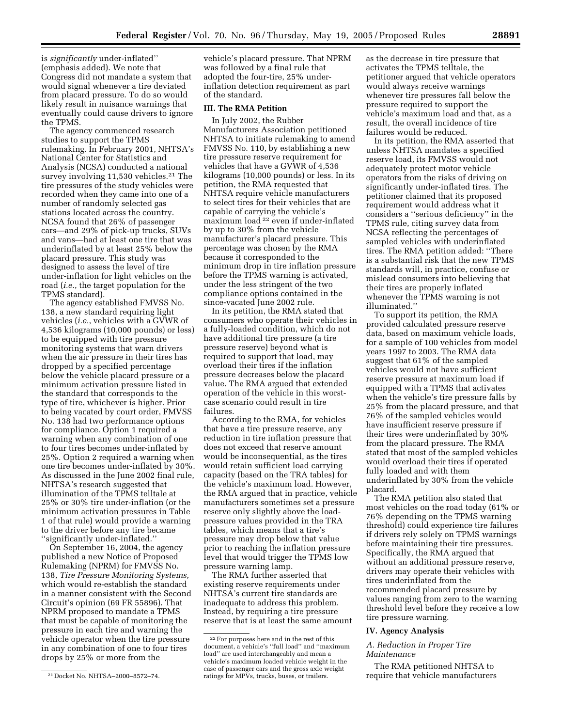is *significantly* under-inflated'' (emphasis added). We note that Congress did not mandate a system that would signal whenever a tire deviated from placard pressure. To do so would likely result in nuisance warnings that eventually could cause drivers to ignore the TPMS.

The agency commenced research studies to support the TPMS rulemaking. In February 2001, NHTSA's National Center for Statistics and Analysis (NCSA) conducted a national survey involving 11,530 vehicles.[21] The tire pressures of the study vehicles were recorded when they came into one of a number of randomly selected gas stations located across the country. NCSA found that 26% of passenger cars—and 29% of pick-up trucks, SUVs and vans—had at least one tire that was underinflated by at least 25% below the placard pressure. This study was designed to assess the level of tire under-inflation for light vehicles on the road (*i.e.*, the target population for the TPMS standard).

The agency established FMVSS No. 138, a new standard requiring light vehicles (*i.e.*, vehicles with a GVWR of 4,536 kilograms (10,000 pounds) or less) to be equipped with tire pressure monitoring systems that warn drivers when the air pressure in their tires has dropped by a specified percentage below the vehicle placard pressure or a minimum activation pressure listed in the standard that corresponds to the type of tire, whichever is higher. Prior to being vacated by court order, FMVSS No. 138 had two performance options for compliance. Option 1 required a warning when any combination of one to four tires becomes under-inflated by 25%. Option 2 required a warning when one tire becomes under-inflated by 30%. As discussed in the June 2002 final rule, NHTSA's research suggested that illumination of the TPMS telltale at 25% or 30% tire under-inflation (or the minimum activation pressures in Table 1 of that rule) would provide a warning to the driver before any tire became ''significantly under-inflated.''

On September 16, 2004, the agency published a new Notice of Proposed Rulemaking (NPRM) for FMVSS No. 138, *Tire Pressure Monitoring Systems,* which would re-establish the standard in a manner consistent with the Second Circuit's opinion (69 FR 55896). That NPRM proposed to mandate a TPMS that must be capable of monitoring the pressure in each tire and warning the vehicle operator when the tire pressure in any combination of one to four tires drops by 25% or more from the vehicle's placard pressure. That NPRM was followed by a final rule that adopted the four-tire, 25% under-inflation detection requirement as part of the standard.

## III. The RMA Petition

In July 2002, the Rubber Manufacturers Association petitioned NHTSA to initiate rulemaking to amend FMVSS No. 110, by establishing a new tire pressure reserve requirement for vehicles that have a GVWR of 4,536 kilograms (10,000 pounds) or less. In its petition, the RMA requested that NHTSA require vehicle manufacturers to select tires for their vehicles that are capable of carrying the vehicle's maximum load [22] even if under-inflated by up to 30% from the vehicle manufacturer's placard pressure. This percentage was chosen by the RMA because it corresponded to the minimum drop in tire inflation pressure before the TPMS warning is activated, under the less stringent of the two compliance options contained in the since-vacated June 2002 rule.

In its petition, the RMA stated that consumers who operate their vehicles in a fully-loaded condition, which do not have additional tire pressure (a tire pressure reserve) beyond what is required to support that load, may overload their tires if the inflation pressure decreases below the placard value. The RMA argued that extended operation of the vehicle in this worst-case scenario could result in tire failures.

According to the RMA, for vehicles that have a tire pressure reserve, any reduction in tire inflation pressure that does not exceed that reserve amount would be inconsequential, as the tires would retain sufficient load carrying capacity (based on the TRA tables) for the vehicle's maximum load. However, the RMA argued that in practice, vehicle manufacturers sometimes set a pressure reserve only slightly above the load-pressure values provided in the TRA tables, which means that a tire's pressure may drop below that value prior to reaching the inflation pressure level that would trigger the TPMS low pressure warning lamp.

The RMA further asserted that existing reserve requirements under NHTSA's current tire standards are inadequate to address this problem. Instead, by requiring a tire pressure reserve that is at least the same amount as the decrease in tire pressure that activates the TPMS telltale, the petitioner argued that vehicle operators would always receive warnings whenever tire pressures fall below the pressure required to support the vehicle's maximum load and that, as a result, the overall incidence of tire failures would be reduced.

In its petition, the RMA asserted that unless NHTSA mandates a specified reserve load, its FMVSS would not adequately protect motor vehicle operators from the risks of driving on significantly under-inflated tires. The petitioner claimed that its proposed requirement would address what it considers a ''serious deficiency'' in the TPMS rule, citing survey data from NCSA reflecting the percentages of sampled vehicles with underinflated tires. The RMA petition added: ''There is a substantial risk that the new TPMS standards will, in practice, confuse or mislead consumers into believing that their tires are properly inflated whenever the TPMS warning is not illuminated.''

To support its petition, the RMA provided calculated pressure reserve data, based on maximum vehicle loads, for a sample of 100 vehicles from model years 1997 to 2003. The RMA data suggest that 61% of the sampled vehicles would not have sufficient reserve pressure at maximum load if equipped with a TPMS that activates when the vehicle's tire pressure falls by 25% from the placard pressure, and that 76% of the sampled vehicles would have insufficient reserve pressure if their tires were underinflated by 30% from the placard pressure. The RMA stated that most of the sampled vehicles would overload their tires if operated fully loaded and with them underinflated by 30% from the vehicle placard.

The RMA petition also stated that most vehicles on the road today (61% or 76% depending on the TPMS warning threshold) could experience tire failures if drivers rely solely on TPMS warnings before maintaining their tire pressures. Specifically, the RMA argued that without an additional pressure reserve, drivers may operate their vehicles with tires underinflated from the recommended placard pressure by values ranging from zero to the warning threshold level before they receive a low tire pressure warning.

## IV. Agency Analysis

### *A. Reduction in Proper Tire Maintenance*

The RMA petitioned NHTSA to require that vehicle manufacturers

---

[21] Docket No. NHTSA–2000–8572–74.

[22] For purposes here and in the rest of this document, a vehicle's ''full load'' and ''maximum load'' are used interchangeably and mean a vehicle's maximum loaded vehicle weight in the case of passenger cars and the gross axle weight ratings for MPVs, trucks, buses, or trailers.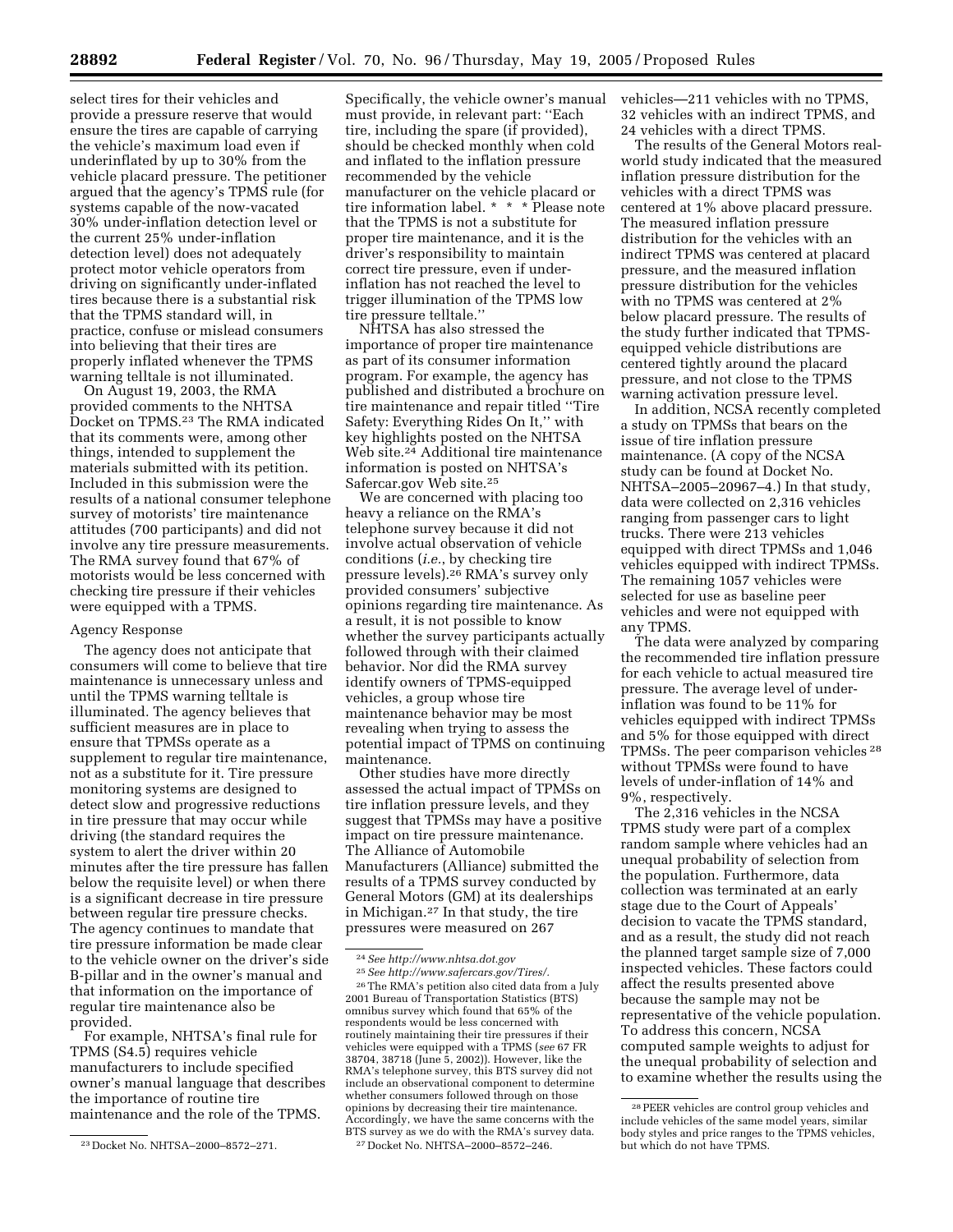select tires for their vehicles and provide a pressure reserve that would ensure the tires are capable of carrying the vehicle's maximum load even if underinflated by up to 30% from the vehicle placard pressure. The petitioner argued that the agency's TPMS rule (for systems capable of the now-vacated 30% under-inflation detection level or the current 25% under-inflation detection level) does not adequately protect motor vehicle operators from driving on significantly under-inflated tires because there is a substantial risk that the TPMS standard will, in practice, confuse or mislead consumers into believing that their tires are properly inflated whenever the TPMS warning telltale is not illuminated.

On August 19, 2003, the RMA provided comments to the NHTSA Docket on TPMS.[23] The RMA indicated that its comments were, among other things, intended to supplement the materials submitted with its petition. Included in this submission were the results of a national consumer telephone survey of motorists' tire maintenance attitudes (700 participants) and did not involve any tire pressure measurements. The RMA survey found that 67% of motorists would be less concerned with checking tire pressure if their vehicles were equipped with a TPMS.

Agency Response

The agency does not anticipate that consumers will come to believe that tire maintenance is unnecessary unless and until the TPMS warning telltale is illuminated. The agency believes that sufficient measures are in place to ensure that TPMSs operate as a supplement to regular tire maintenance, not as a substitute for it. Tire pressure monitoring systems are designed to detect slow and progressive reductions in tire pressure that may occur while driving (the standard requires the system to alert the driver within 20 minutes after the tire pressure has fallen below the requisite level) or when there is a significant decrease in tire pressure between regular tire pressure checks. The agency continues to mandate that tire pressure information be made clear to the vehicle owner on the driver's side B-pillar and in the owner's manual and that information on the importance of regular tire maintenance also be provided.

For example, NHTSA's final rule for TPMS (S4.5) requires vehicle manufacturers to include specified owner's manual language that describes the importance of routine tire maintenance and the role of the TPMS. Specifically, the vehicle owner's manual must provide, in relevant part: ''Each tire, including the spare (if provided), should be checked monthly when cold and inflated to the inflation pressure recommended by the vehicle manufacturer on the vehicle placard or tire information label. * * * Please note that the TPMS is not a substitute for proper tire maintenance, and it is the driver's responsibility to maintain correct tire pressure, even if under-inflation has not reached the level to trigger illumination of the TPMS low tire pressure telltale.''

NHTSA has also stressed the importance of proper tire maintenance as part of its consumer information program. For example, the agency has published and distributed a brochure on tire maintenance and repair titled ''Tire Safety: Everything Rides On It,'' with key highlights posted on the NHTSA Web site.[24] Additional tire maintenance information is posted on NHTSA's Safercar.gov Web site.[25]

We are concerned with placing too heavy a reliance on the RMA's telephone survey because it did not involve actual observation of vehicle conditions (*i.e.*, by checking tire pressure levels).[26] RMA's survey only provided consumers' subjective opinions regarding tire maintenance. As a result, it is not possible to know whether the survey participants actually followed through with their claimed behavior. Nor did the RMA survey identify owners of TPMS-equipped vehicles, a group whose tire maintenance behavior may be most revealing when trying to assess the potential impact of TPMS on continuing maintenance.

Other studies have more directly assessed the actual impact of TPMSs on tire inflation pressure levels, and they suggest that TPMSs may have a positive impact on tire pressure maintenance. The Alliance of Automobile Manufacturers (Alliance) submitted the results of a TPMS survey conducted by General Motors (GM) at its dealerships in Michigan.[27] In that study, the tire pressures were measured on 267 vehicles—211 vehicles with no TPMS, 32 vehicles with an indirect TPMS, and 24 vehicles with a direct TPMS.

The results of the General Motors real-world study indicated that the measured inflation pressure distribution for the vehicles with a direct TPMS was centered at 1% above placard pressure. The measured inflation pressure distribution for the vehicles with an indirect TPMS was centered at placard pressure, and the measured inflation pressure distribution for the vehicles with no TPMS was centered at 2% below placard pressure. The results of the study further indicated that TPMS-equipped vehicle distributions are centered tightly around the placard pressure, and not close to the TPMS warning activation pressure level.

In addition, NCSA recently completed a study on TPMSs that bears on the issue of tire inflation pressure maintenance. (A copy of the NCSA study can be found at Docket No. NHTSA–2005–20967–4.) In that study, data were collected on 2,316 vehicles ranging from passenger cars to light trucks. There were 213 vehicles equipped with direct TPMSs and 1,046 vehicles equipped with indirect TPMSs. The remaining 1057 vehicles were selected for use as baseline peer vehicles and were not equipped with any TPMS.

The data were analyzed by comparing the recommended tire inflation pressure for each vehicle to actual measured tire pressure. The average level of under-inflation was found to be 11% for vehicles equipped with indirect TPMSs and 5% for those equipped with direct TPMSs. The peer comparison vehicles[28] without TPMSs were found to have levels of under-inflation of 14% and 9%, respectively.

The 2,316 vehicles in the NCSA TPMS study were part of a complex random sample where vehicles had an unequal probability of selection from the population. Furthermore, data collection was terminated at an early stage due to the Court of Appeals' decision to vacate the TPMS standard, and as a result, the study did not reach the planned target sample size of 7,000 inspected vehicles. These factors could affect the results presented above because the sample may not be representative of the vehicle population. To address this concern, NCSA computed sample weights to adjust for the unequal probability of selection and to examine whether the results using the

---

[23] Docket No. NHTSA–2000–8572–271.

[24] *See http://www.nhtsa.dot.gov*

[25] *See http://www.safercars.gov/Tires/.*

[26] The RMA's petition also cited data from a July 2001 Bureau of Transportation Statistics (BTS) omnibus survey which found that 65% of the respondents would be less concerned with routinely maintaining their tire pressures if their vehicles were equipped with a TPMS (*see* 67 FR 38704, 38718 (June 5, 2002)). However, like the RMA's telephone survey, this BTS survey did not include an observational component to determine whether consumers followed through on those opinions by decreasing their tire maintenance. Accordingly, we have the same concerns with the BTS survey as we do with the RMA's survey data.

[27] Docket No. NHTSA–2000–8572–246.

[28] PEER vehicles are control group vehicles and include vehicles of the same model years, similar body styles and price ranges to the TPMS vehicles, but which do not have TPMS.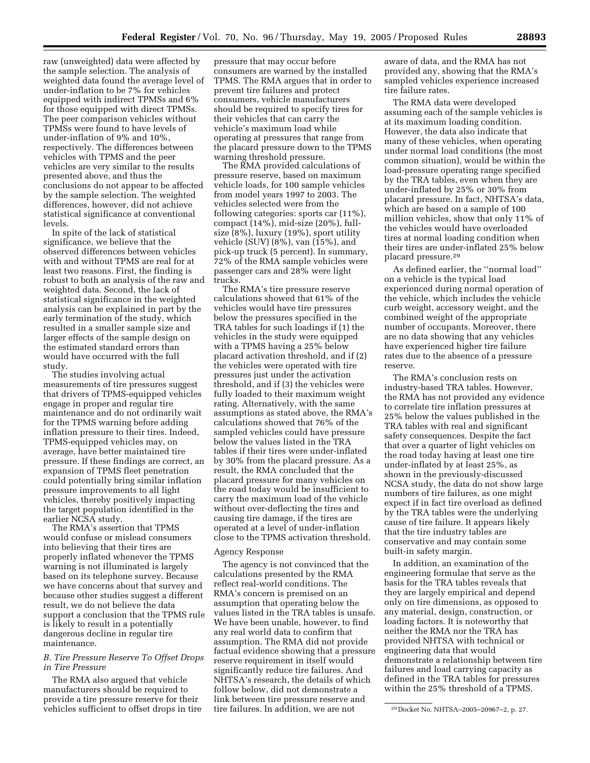raw (unweighted) data were affected by the sample selection. The analysis of weighted data found the average level of under-inflation to be 7% for vehicles equipped with indirect TPMSs and 6% for those equipped with direct TPMSs. The peer comparison vehicles without TPMSs were found to have levels of under-inflation of 9% and 10%, respectively. The differences between vehicles with TPMS and the peer vehicles are very similar to the results presented above, and thus the conclusions do not appear to be affected by the sample selection. The weighted differences, however, did not achieve statistical significance at conventional levels.

In spite of the lack of statistical significance, we believe that the observed differences between vehicles with and without TPMS are real for at least two reasons. First, the finding is robust to both an analysis of the raw and weighted data. Second, the lack of statistical significance in the weighted analysis can be explained in part by the early termination of the study, which resulted in a smaller sample size and larger effects of the sample design on the estimated standard errors than would have occurred with the full study.

The studies involving actual measurements of tire pressures suggest that drivers of TPMS-equipped vehicles engage in proper and regular tire maintenance and do not ordinarily wait for the TPMS warning before adding inflation pressure to their tires. Indeed, TPMS-equipped vehicles may, on average, have better maintained tire pressure. If these findings are correct, an expansion of TPMS fleet penetration could potentially bring similar inflation pressure improvements to all light vehicles, thereby positively impacting the target population identified in the earlier NCSA study.

The RMA's assertion that TPMS would confuse or mislead consumers into believing that their tires are properly inflated whenever the TPMS warning is not illuminated is largely based on its telephone survey. Because we have concerns about that survey and because other studies suggest a different result, we do not believe the data support a conclusion that the TPMS rule is likely to result in a potentially dangerous decline in regular tire maintenance.

### *B. Tire Pressure Reserve To Offset Drops in Tire Pressure*

The RMA also argued that vehicle manufacturers should be required to provide a tire pressure reserve for their vehicles sufficient to offset drops in tire pressure that may occur before consumers are warned by the installed TPMS. The RMA argues that in order to prevent tire failures and protect consumers, vehicle manufacturers should be required to specify tires for their vehicles that can carry the vehicle's maximum load while operating at pressures that range from the placard pressure down to the TPMS warning threshold pressure.

The RMA provided calculations of pressure reserve, based on maximum vehicle loads, for 100 sample vehicles from model years 1997 to 2003. The vehicles selected were from the following categories: sports car (11%), compact (14%), mid-size (20%), full-size (8%), luxury (19%), sport utility vehicle (SUV) (8%), van (15%), and pick-up truck (5 percent). In summary, 72% of the RMA sample vehicles were passenger cars and 28% were light trucks.

The RMA's tire pressure reserve calculations showed that 61% of the vehicles would have tire pressures below the pressures specified in the TRA tables for such loadings if (1) the vehicles in the study were equipped with a TPMS having a 25% below placard activation threshold, and if (2) the vehicles were operated with tire pressures just under the activation threshold, and if (3) the vehicles were fully loaded to their maximum weight rating. Alternatively, with the same assumptions as stated above, the RMA's calculations showed that 76% of the sampled vehicles could have pressure below the values listed in the TRA tables if their tires were under-inflated by 30% from the placard pressure. As a result, the RMA concluded that the placard pressure for many vehicles on the road today would be insufficient to carry the maximum load of the vehicle without over-deflecting the tires and causing tire damage, if the tires are operated at a level of under-inflation close to the TPMS activation threshold.

Agency Response

The agency is not convinced that the calculations presented by the RMA reflect real-world conditions. The RMA's concern is premised on an assumption that operating below the values listed in the TRA tables is unsafe. We have been unable, however, to find any real world data to confirm that assumption. The RMA did not provide factual evidence showing that a pressure reserve requirement in itself would significantly reduce tire failures. And NHTSA's research, the details of which follow below, did not demonstrate a link between tire pressure reserve and tire failures. In addition, we are not aware of data, and the RMA has not provided any, showing that the RMA's sampled vehicles experience increased tire failure rates.

The RMA data were developed assuming each of the sample vehicles is at its maximum loading condition. However, the data also indicate that many of these vehicles, when operating under normal load conditions (the most common situation), would be within the load-pressure operating range specified by the TRA tables, even when they are under-inflated by 25% or 30% from placard pressure. In fact, NHTSA's data, which are based on a sample of 100 million vehicles, show that only 11% of the vehicles would have overloaded tires at normal loading condition when their tires are under-inflated 25% below placard pressure.[29]

As defined earlier, the ''normal load'' on a vehicle is the typical load experienced during normal operation of the vehicle, which includes the vehicle curb weight, accessory weight, and the combined weight of the appropriate number of occupants. Moreover, there are no data showing that any vehicles have experienced higher tire failure rates due to the absence of a pressure reserve.

The RMA's conclusion rests on industry-based TRA tables. However, the RMA has not provided any evidence to correlate tire inflation pressures at 25% below the values published in the TRA tables with real and significant safety consequences. Despite the fact that over a quarter of light vehicles on the road today having at least one tire under-inflated by at least 25%, as shown in the previously-discussed NCSA study, the data do not show large numbers of tire failures, as one might expect if in fact tire overload as defined by the TRA tables were the underlying cause of tire failure. It appears likely that the tire industry tables are conservative and may contain some built-in safety margin.

In addition, an examination of the engineering formulae that serve as the basis for the TRA tables reveals that they are largely empirical and depend only on tire dimensions, as opposed to any material, design, construction, or loading factors. It is noteworthy that neither the RMA nor the TRA has provided NHTSA with technical or engineering data that would demonstrate a relationship between tire failures and load carrying capacity as defined in the TRA tables for pressures within the 25% threshold of a TPMS.

[29] Docket No. NHTSA–2005–20967–2, p. 27.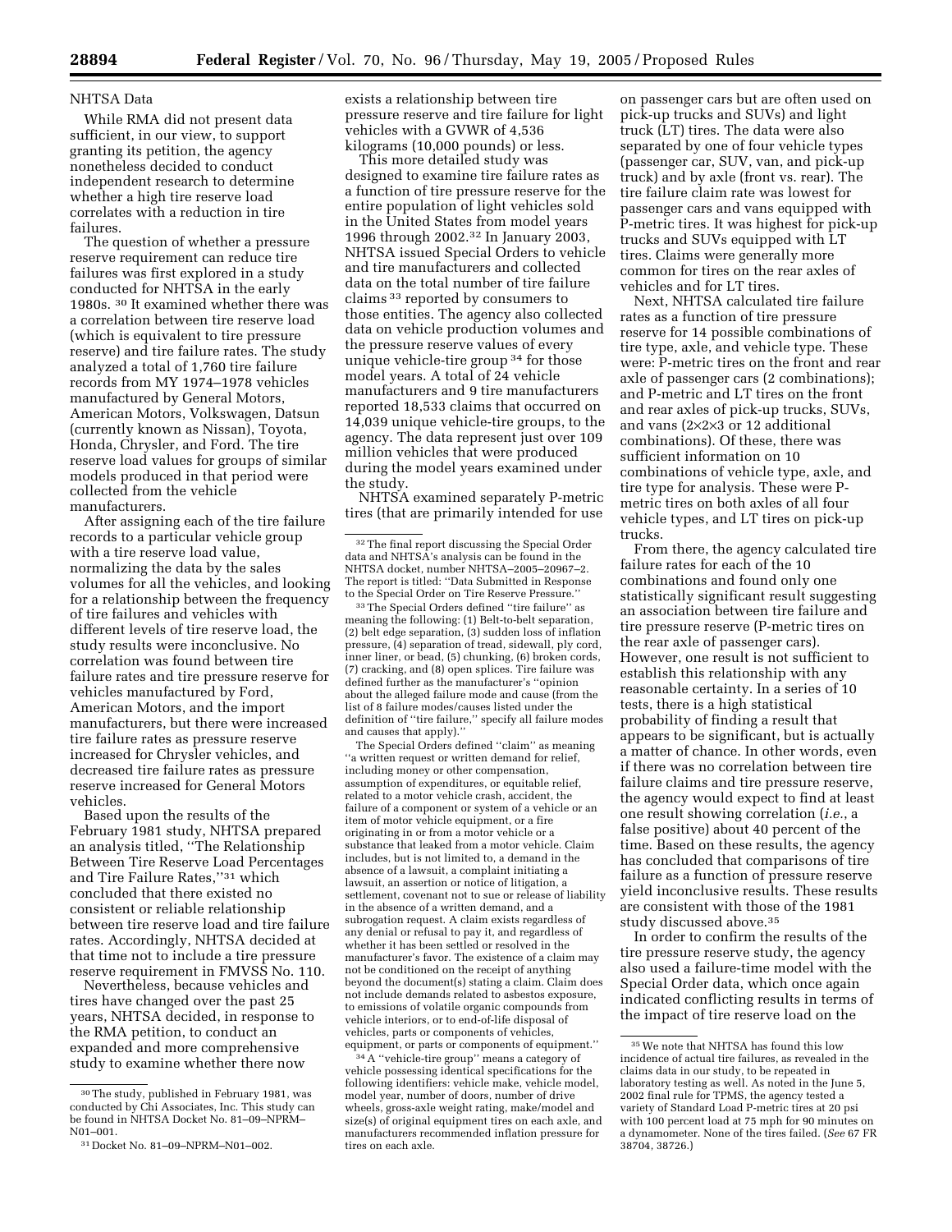NHTSA Data

While RMA did not present data sufficient, in our view, to support granting its petition, the agency nonetheless decided to conduct independent research to determine whether a high tire reserve load correlates with a reduction in tire failures.

The question of whether a pressure reserve requirement can reduce tire failures was first explored in a study conducted for NHTSA in the early 1980s. [30] It examined whether there was a correlation between tire reserve load (which is equivalent to tire pressure reserve) and tire failure rates. The study analyzed a total of 1,760 tire failure records from MY 1974–1978 vehicles manufactured by General Motors, American Motors, Volkswagen, Datsun (currently known as Nissan), Toyota, Honda, Chrysler, and Ford. The tire reserve load values for groups of similar models produced in that period were collected from the vehicle manufacturers.

After assigning each of the tire failure records to a particular vehicle group with a tire reserve load value, normalizing the data by the sales volumes for all the vehicles, and looking for a relationship between the frequency of tire failures and vehicles with different levels of tire reserve load, the study results were inconclusive. No correlation was found between tire failure rates and tire pressure reserve for vehicles manufactured by Ford, American Motors, and the import manufacturers, but there were increased tire failure rates as pressure reserve increased for Chrysler vehicles, and decreased tire failure rates as pressure reserve increased for General Motors vehicles.

Based upon the results of the February 1981 study, NHTSA prepared an analysis titled, ''The Relationship Between Tire Reserve Load Percentages and Tire Failure Rates,''[31] which concluded that there existed no consistent or reliable relationship between tire reserve load and tire failure rates. Accordingly, NHTSA decided at that time not to include a tire pressure reserve requirement in FMVSS No. 110.

Nevertheless, because vehicles and tires have changed over the past 25 years, NHTSA decided, in response to the RMA petition, to conduct an expanded and more comprehensive study to examine whether there now exists a relationship between tire pressure reserve and tire failure for light vehicles with a GVWR of 4,536 kilograms (10,000 pounds) or less.

This more detailed study was designed to examine tire failure rates as a function of tire pressure reserve for the entire population of light vehicles sold in the United States from model years 1996 through 2002.[32] In January 2003, NHTSA issued Special Orders to vehicle and tire manufacturers and collected data on the total number of tire failure claims [33] reported by consumers to those entities. The agency also collected data on vehicle production volumes and the pressure reserve values of every unique vehicle-tire group [34] for those model years. A total of 24 vehicle manufacturers and 9 tire manufacturers reported 18,533 claims that occurred on 14,039 unique vehicle-tire groups, to the agency. The data represent just over 109 million vehicles that were produced during the model years examined under the study.

NHTSA examined separately P-metric tires (that are primarily intended for use on passenger cars but are often used on pick-up trucks and SUVs) and light truck (LT) tires. The data were also separated by one of four vehicle types (passenger car, SUV, van, and pick-up truck) and by axle (front vs. rear). The tire failure claim rate was lowest for passenger cars and vans equipped with P-metric tires. It was highest for pick-up trucks and SUVs equipped with LT tires. Claims were generally more common for tires on the rear axles of vehicles and for LT tires.

Next, NHTSA calculated tire failure rates as a function of tire pressure reserve for 14 possible combinations of tire type, axle, and vehicle type. These were: P-metric tires on the front and rear axle of passenger cars (2 combinations); and P-metric and LT tires on the front and rear axles of pick-up trucks, SUVs, and vans (2×2×3 or 12 additional combinations). Of these, there was sufficient information on 10 combinations of vehicle type, axle, and tire type for analysis. These were P-metric tires on both axles of all four vehicle types, and LT tires on pick-up trucks.

From there, the agency calculated tire failure rates for each of the 10 combinations and found only one statistically significant result suggesting an association between tire failure and tire pressure reserve (P-metric tires on the rear axle of passenger cars). However, one result is not sufficient to establish this relationship with any reasonable certainty. In a series of 10 tests, there is a high statistical probability of finding a result that appears to be significant, but is actually a matter of chance. In other words, even if there was no correlation between tire failure claims and tire pressure reserve, the agency would expect to find at least one result showing correlation (*i.e.*, a false positive) about 40 percent of the time. Based on these results, the agency has concluded that comparisons of tire failure as a function of pressure reserve yield inconclusive results. These results are consistent with those of the 1981 study discussed above.[35]

In order to confirm the results of the tire pressure reserve study, the agency also used a failure-time model with the Special Order data, which once again indicated conflicting results in terms of the impact of tire reserve load on the

---

[30] The study, published in February 1981, was conducted by Chi Associates, Inc. This study can be found in NHTSA Docket No. 81–09–NPRM–N01–001.

[31] Docket No. 81–09–NPRM–N01–002.

[32] The final report discussing the Special Order data and NHTSA's analysis can be found in the NHTSA docket, number NHTSA–2005–20967–2. The report is titled: ''Data Submitted in Response to the Special Order on Tire Reserve Pressure.''

[33] The Special Orders defined ''tire failure'' as meaning the following: (1) Belt-to-belt separation, (2) belt edge separation, (3) sudden loss of inflation pressure, (4) separation of tread, sidewall, ply cord, inner liner, or bead, (5) chunking, (6) broken cords, (7) cracking, and (8) open splices. Tire failure was defined further as the manufacturer's ''opinion about the alleged failure mode and cause (from the list of 8 failure modes/causes listed under the definition of ''tire failure,'' specify all failure modes and causes that apply).''

The Special Orders defined ''claim'' as meaning ''a written request or written demand for relief, including money or other compensation, assumption of expenditures, or equitable relief, related to a motor vehicle crash, accident, the failure of a component or system of a vehicle or an item of motor vehicle equipment, or a fire originating in or from a motor vehicle or a substance that leaked from a motor vehicle. Claim includes, but is not limited to, a demand in the absence of a lawsuit, a complaint initiating a lawsuit, an assertion or notice of litigation, a settlement, covenant not to sue or release of liability in the absence of a written demand, and a subrogation request. A claim exists regardless of any denial or refusal to pay it, and regardless of whether it has been settled or resolved in the manufacturer's favor. The existence of a claim may not be conditioned on the receipt of anything beyond the document(s) stating a claim. Claim does not include demands related to asbestos exposure, to emissions of volatile organic compounds from vehicle interiors, or to end-of-life disposal of vehicles, parts or components of vehicles, equipment, or parts or components of equipment.''

[34] A ''vehicle-tire group'' means a category of vehicle possessing identical specifications for the following identifiers: vehicle make, vehicle model, model year, number of doors, number of drive wheels, gross-axle weight rating, make/model and size(s) of original equipment tires on each axle, and manufacturers recommended inflation pressure for tires on each axle.

[35] We note that NHTSA has found this low incidence of actual tire failures, as revealed in the claims data in our study, to be repeated in laboratory testing as well. As noted in the June 5, 2002 final rule for TPMS, the agency tested a variety of Standard Load P-metric tires at 20 psi with 100 percent load at 75 mph for 90 minutes on a dynamometer. None of the tires failed. (*See* 67 FR 38704, 38726.)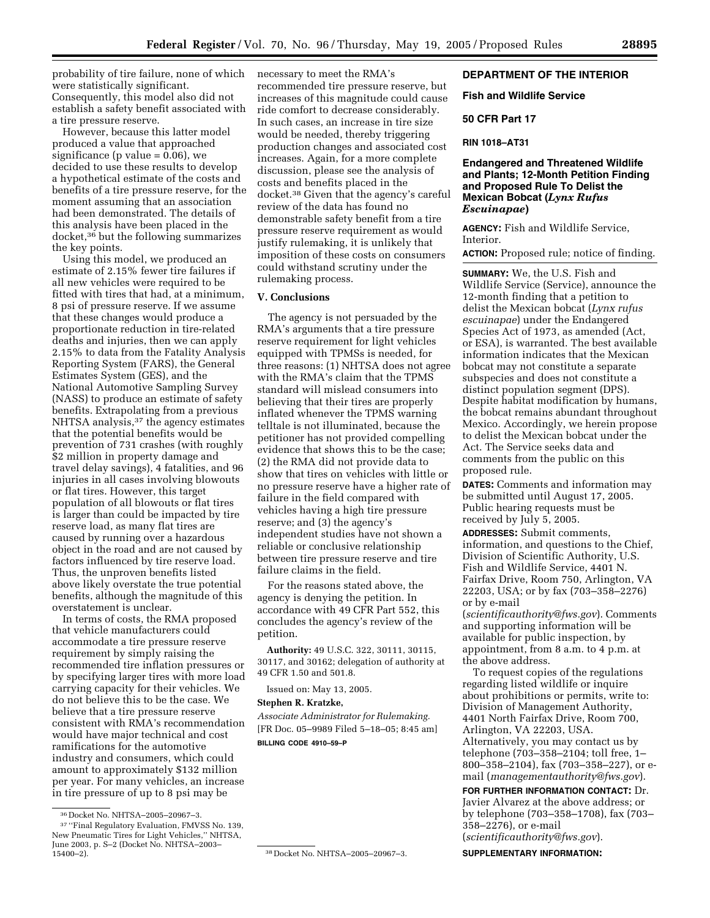probability of tire failure, none of which were statistically significant. Consequently, this model also did not establish a safety benefit associated with a tire pressure reserve.

However, because this latter model produced a value that approached significance (p value = 0.06), we decided to use these results to develop a hypothetical estimate of the costs and benefits of a tire pressure reserve, for the moment assuming that an association had been demonstrated. The details of this analysis have been placed in the docket,[36] but the following summarizes the key points.

Using this model, we produced an estimate of 2.15% fewer tire failures if all new vehicles were required to be fitted with tires that had, at a minimum, 8 psi of pressure reserve. If we assume that these changes would produce a proportionate reduction in tire-related deaths and injuries, then we can apply 2.15% to data from the Fatality Analysis Reporting System (FARS), the General Estimates System (GES), and the National Automotive Sampling Survey (NASS) to produce an estimate of safety benefits. Extrapolating from a previous NHTSA analysis,[37] the agency estimates that the potential benefits would be prevention of 731 crashes (with roughly $2 million in property damage and travel delay savings), 4 fatalities, and 96 injuries in all cases involving blowouts or flat tires. However, this target population of all blowouts or flat tires is larger than could be impacted by tire reserve load, as many flat tires are caused by running over a hazardous object in the road and are not caused by factors influenced by tire reserve load. Thus, the unproven benefits listed above likely overstate the true potential benefits, although the magnitude of this overstatement is unclear.

In terms of costs, the RMA proposed that vehicle manufacturers could accommodate a tire pressure reserve requirement by simply raising the recommended tire inflation pressures or by specifying larger tires with more load carrying capacity for their vehicles. We do not believe this to be the case. We believe that a tire pressure reserve consistent with RMA's recommendation would have major technical and cost ramifications for the automotive industry and consumers, which could amount to approximately $132 million per year. For many vehicles, an increase in tire pressure of up to 8 psi may be necessary to meet the RMA's recommended tire pressure reserve, but increases of this magnitude could cause ride comfort to decrease considerably. In such cases, an increase in tire size would be needed, thereby triggering production changes and associated cost increases. Again, for a more complete discussion, please see the analysis of costs and benefits placed in the docket.[38] Given that the agency's careful review of the data has found no demonstrable safety benefit from a tire pressure reserve requirement as would justify rulemaking, it is unlikely that imposition of these costs on consumers could withstand scrutiny under the rulemaking process.

## V. Conclusions

The agency is not persuaded by the RMA's arguments that a tire pressure reserve requirement for light vehicles equipped with TPMSs is needed, for three reasons: (1) NHTSA does not agree with the RMA's claim that the TPMS standard will mislead consumers into believing that their tires are properly inflated whenever the TPMS warning telltale is not illuminated, because the petitioner has not provided compelling evidence that shows this to be the case; (2) the RMA did not provide data to show that tires on vehicles with little or no pressure reserve have a higher rate of failure in the field compared with vehicles having a high tire pressure reserve; and (3) the agency's independent studies have not shown a reliable or conclusive relationship between tire pressure reserve and tire failure claims in the field.

For the reasons stated above, the agency is denying the petition. In accordance with 49 CFR Part 552, this concludes the agency's review of the petition.

**Authority:** 49 U.S.C. 322, 30111, 30115, 30117, and 30162; delegation of authority at 49 CFR 1.50 and 501.8.

Issued on: May 13, 2005.

**Stephen R. Kratzke,**

*Associate Administrator for Rulemaking.*

[FR Doc. 05–9989 Filed 5–18–05; 8:45 am]

**BILLING CODE 4910–59–P**

[36] Docket No. NHTSA–2005–20967–3.

[37] "Final Regulatory Evaluation, FMVSS No. 139, New Pneumatic Tires for Light Vehicles," NHTSA, June 2003, p. S–2 (Docket No. NHTSA–2003–15400–2).

[38] Docket No. NHTSA–2005–20967–3.

---

## DEPARTMENT OF THE INTERIOR

### Fish and Wildlife Service

### 50 CFR Part 17

### RIN 1018–AT31

### Endangered and Threatened Wildlife and Plants; 12-Month Petition Finding and Proposed Rule To Delist the Mexican Bobcat (*Lynx Rufus Escuinapae*)

**AGENCY:** Fish and Wildlife Service, Interior.

**ACTION:** Proposed rule; notice of finding.

**SUMMARY:** We, the U.S. Fish and Wildlife Service (Service), announce the 12-month finding that a petition to delist the Mexican bobcat (*Lynx rufus escuinapae*) under the Endangered Species Act of 1973, as amended (Act, or ESA), is warranted. The best available information indicates that the Mexican bobcat may not constitute a separate subspecies and does not constitute a distinct population segment (DPS). Despite habitat modification by humans, the bobcat remains abundant throughout Mexico. Accordingly, we herein propose to delist the Mexican bobcat under the Act. The Service seeks data and comments from the public on this proposed rule.

**DATES:** Comments and information may be submitted until August 17, 2005. Public hearing requests must be received by July 5, 2005.

**ADDRESSES:** Submit comments, information, and questions to the Chief, Division of Scientific Authority, U.S. Fish and Wildlife Service, 4401 N. Fairfax Drive, Room 750, Arlington, VA 22203, USA; or by fax (703–358–2276) or by e-mail (*scientificauthority@fws.gov*). Comments and supporting information will be available for public inspection, by appointment, from 8 a.m. to 4 p.m. at the above address.

To request copies of the regulations regarding listed wildlife or inquire about prohibitions or permits, write to: Division of Management Authority, 4401 North Fairfax Drive, Room 700, Arlington, VA 22203, USA. Alternatively, you may contact us by telephone (703–358–2104; toll free, 1–800–358–2104), fax (703–358–227), or e-mail (*managementauthority@fws.gov*).

**FOR FURTHER INFORMATION CONTACT:** Dr. Javier Alvarez at the above address; or by telephone (703–358–1708), fax (703–358–2276), or e-mail (*scientificauthority@fws.gov*).

**SUPPLEMENTARY INFORMATION:**